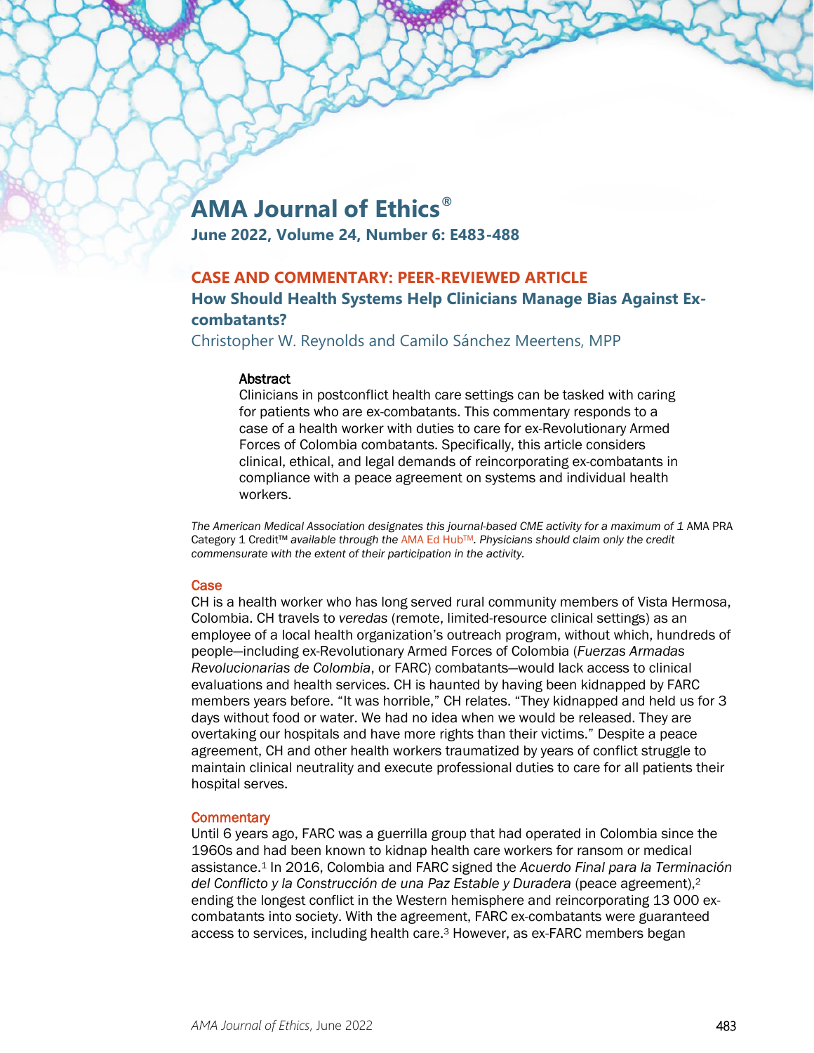# AMA Journal of Ethics®

**June 2022, Volume 24, Number 6: E483-488**

## CASE AND COMMENTARY: PEER-REVIEWED ARTICLE

## How Should Health Systems Help Clinicians Manage Bias Against Ex-combatants?

Christopher W. Reynolds and Camilo Sánchez Meertens, MPP

### Abstract

Clinicians in postconflict health care settings can be tasked with caring for patients who are ex-combatants. This commentary responds to a case of a health worker with duties to care for ex-Revolutionary Armed Forces of Colombia combatants. Specifically, this article considers clinical, ethical, and legal demands of reincorporating ex-combatants in compliance with a peace agreement on systems and individual health workers.

*The American Medical Association designates this journal-based CME activity for a maximum of 1* AMA PRA Category 1 Credit™ *available through the* AMA Ed Hub™*. Physicians should claim only the credit commensurate with the extent of their participation in the activity.*

### Case

CH is a health worker who has long served rural community members of Vista Hermosa, Colombia. CH travels to *veredas* (remote, limited-resource clinical settings) as an employee of a local health organization's outreach program, without which, hundreds of people—including ex-Revolutionary Armed Forces of Colombia (*Fuerzas Armadas Revolucionarias de Colombia*, or FARC) combatants—would lack access to clinical evaluations and health services. CH is haunted by having been kidnapped by FARC members years before. "It was horrible," CH relates. "They kidnapped and held us for 3 days without food or water. We had no idea when we would be released. They are overtaking our hospitals and have more rights than their victims." Despite a peace agreement, CH and other health workers traumatized by years of conflict struggle to maintain clinical neutrality and execute professional duties to care for all patients their hospital serves.

### Commentary

Until 6 years ago, FARC was a guerrilla group that had operated in Colombia since the 1960s and had been known to kidnap health care workers for ransom or medical assistance.[1] In 2016, Colombia and FARC signed the *Acuerdo Final para la Terminación del Conflicto y la Construcción de una Paz Estable y Duradera* (peace agreement),[2] ending the longest conflict in the Western hemisphere and reincorporating 13 000 ex-combatants into society. With the agreement, FARC ex-combatants were guaranteed access to services, including health care.[3] However, as ex-FARC members began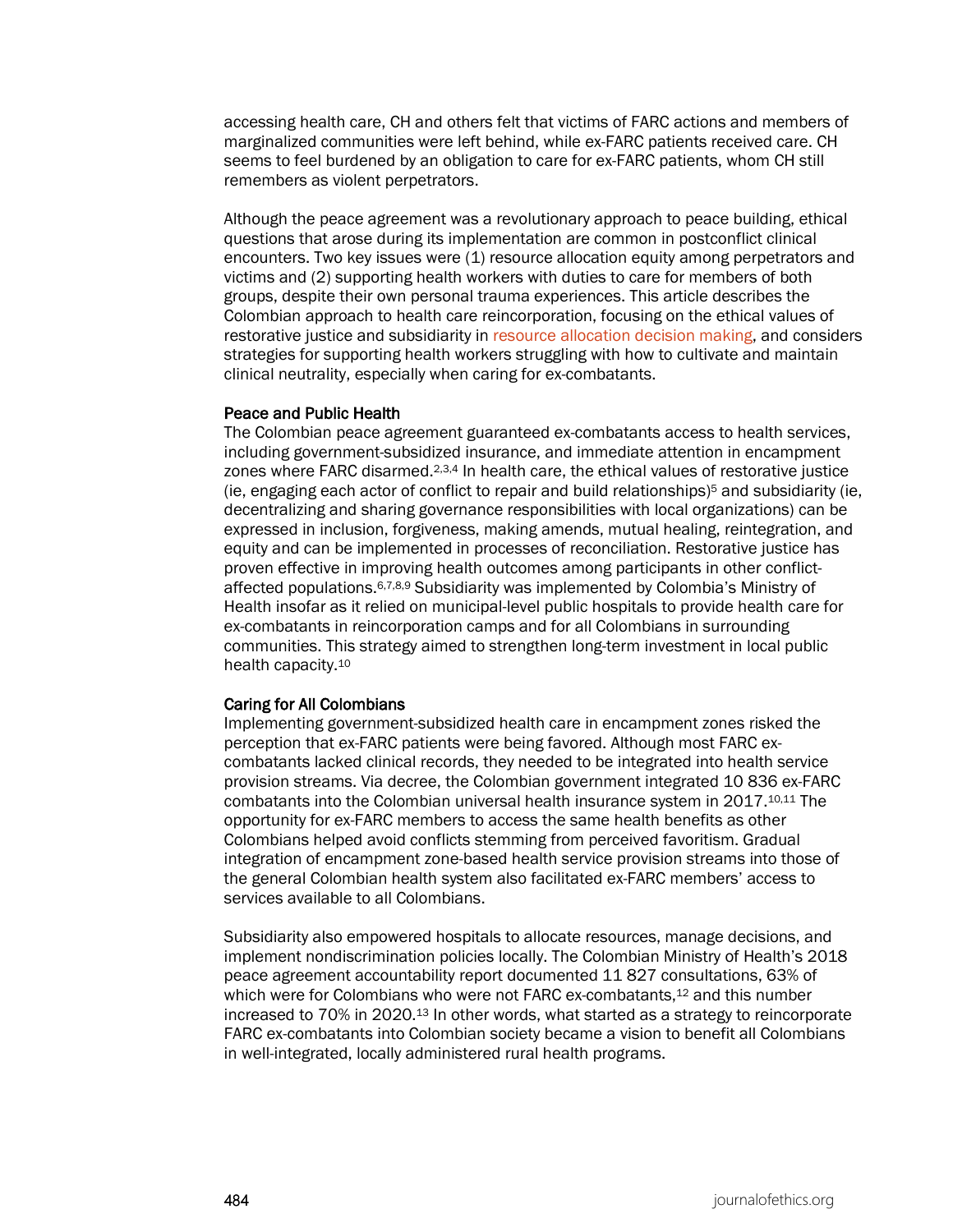accessing health care, CH and others felt that victims of FARC actions and members of marginalized communities were left behind, while ex-FARC patients received care. CH seems to feel burdened by an obligation to care for ex-FARC patients, whom CH still remembers as violent perpetrators.

Although the peace agreement was a revolutionary approach to peace building, ethical questions that arose during its implementation are common in postconflict clinical encounters. Two key issues were (1) resource allocation equity among perpetrators and victims and (2) supporting health workers with duties to care for members of both groups, despite their own personal trauma experiences. This article describes the Colombian approach to health care reincorporation, focusing on the ethical values of restorative justice and subsidiarity in resource allocation decision making, and considers strategies for supporting health workers struggling with how to cultivate and maintain clinical neutrality, especially when caring for ex-combatants.

### Peace and Public Health

The Colombian peace agreement guaranteed ex-combatants access to health services, including government-subsidized insurance, and immediate attention in encampment zones where FARC disarmed.[2,3,4] In health care, the ethical values of restorative justice (ie, engaging each actor of conflict to repair and build relationships)[5] and subsidiarity (ie, decentralizing and sharing governance responsibilities with local organizations) can be expressed in inclusion, forgiveness, making amends, mutual healing, reintegration, and equity and can be implemented in processes of reconciliation. Restorative justice has proven effective in improving health outcomes among participants in other conflict-affected populations.[6,7,8,9] Subsidiarity was implemented by Colombia's Ministry of Health insofar as it relied on municipal-level public hospitals to provide health care for ex-combatants in reincorporation camps and for all Colombians in surrounding communities. This strategy aimed to strengthen long-term investment in local public health capacity.[10]

### Caring for All Colombians

Implementing government-subsidized health care in encampment zones risked the perception that ex-FARC patients were being favored. Although most FARC ex-combatants lacked clinical records, they needed to be integrated into health service provision streams. Via decree, the Colombian government integrated 10 836 ex-FARC combatants into the Colombian universal health insurance system in 2017.[10,11] The opportunity for ex-FARC members to access the same health benefits as other Colombians helped avoid conflicts stemming from perceived favoritism. Gradual integration of encampment zone-based health service provision streams into those of the general Colombian health system also facilitated ex-FARC members' access to services available to all Colombians.

Subsidiarity also empowered hospitals to allocate resources, manage decisions, and implement nondiscrimination policies locally. The Colombian Ministry of Health's 2018 peace agreement accountability report documented 11 827 consultations, 63% of which were for Colombians who were not FARC ex-combatants,[12] and this number increased to 70% in 2020.[13] In other words, what started as a strategy to reincorporate FARC ex-combatants into Colombian society became a vision to benefit all Colombians in well-integrated, locally administered rural health programs.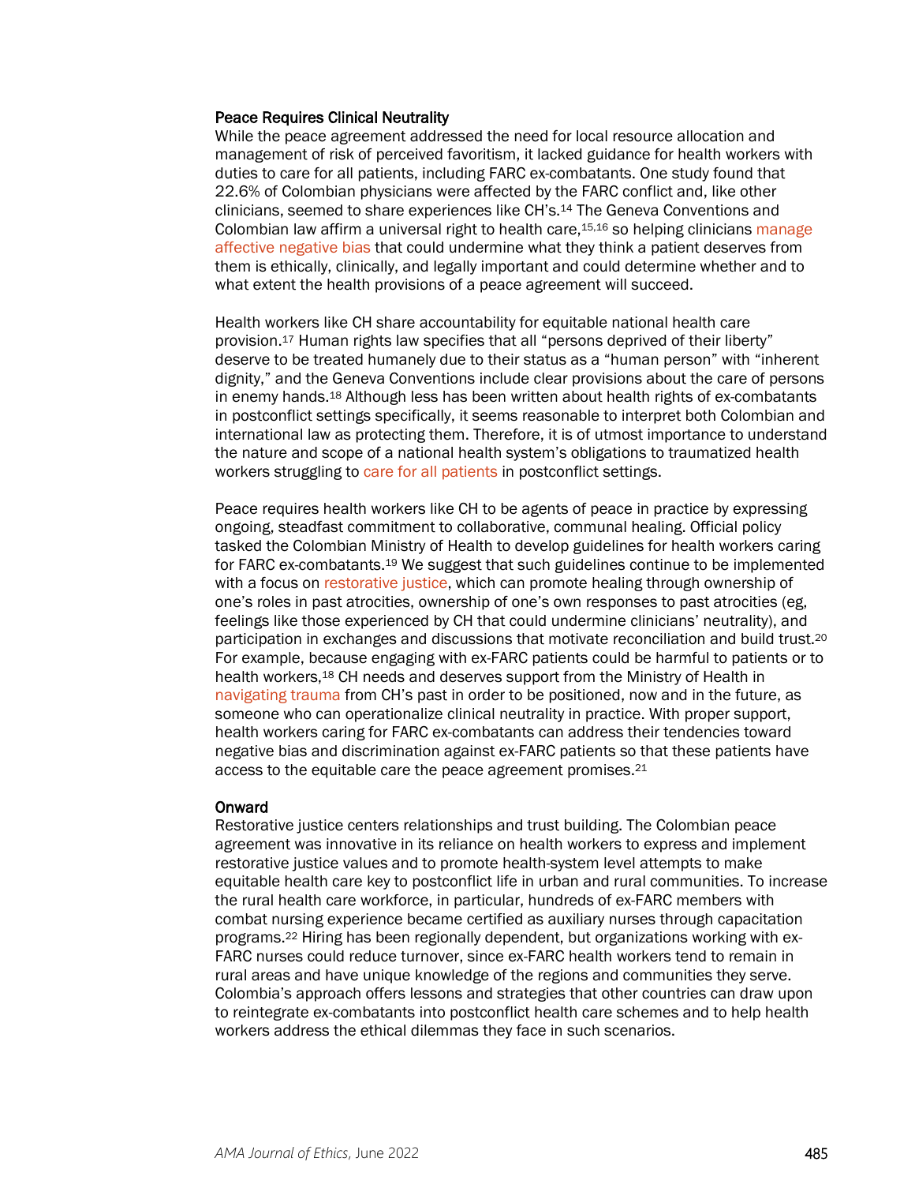## Peace Requires Clinical Neutrality

While the peace agreement addressed the need for local resource allocation and management of risk of perceived favoritism, it lacked guidance for health workers with duties to care for all patients, including FARC ex-combatants. One study found that 22.6% of Colombian physicians were affected by the FARC conflict and, like other clinicians, seemed to share experiences like CH's.[14] The Geneva Conventions and Colombian law affirm a universal right to health care,[15,16] so helping clinicians manage affective negative bias that could undermine what they think a patient deserves from them is ethically, clinically, and legally important and could determine whether and to what extent the health provisions of a peace agreement will succeed.

Health workers like CH share accountability for equitable national health care provision.[17] Human rights law specifies that all "persons deprived of their liberty" deserve to be treated humanely due to their status as a "human person" with "inherent dignity," and the Geneva Conventions include clear provisions about the care of persons in enemy hands.[18] Although less has been written about health rights of ex-combatants in postconflict settings specifically, it seems reasonable to interpret both Colombian and international law as protecting them. Therefore, it is of utmost importance to understand the nature and scope of a national health system's obligations to traumatized health workers struggling to care for all patients in postconflict settings.

Peace requires health workers like CH to be agents of peace in practice by expressing ongoing, steadfast commitment to collaborative, communal healing. Official policy tasked the Colombian Ministry of Health to develop guidelines for health workers caring for FARC ex-combatants.[19] We suggest that such guidelines continue to be implemented with a focus on restorative justice, which can promote healing through ownership of one's roles in past atrocities, ownership of one's own responses to past atrocities (eg, feelings like those experienced by CH that could undermine clinicians' neutrality), and participation in exchanges and discussions that motivate reconciliation and build trust.[20] For example, because engaging with ex-FARC patients could be harmful to patients or to health workers,[18] CH needs and deserves support from the Ministry of Health in navigating trauma from CH's past in order to be positioned, now and in the future, as someone who can operationalize clinical neutrality in practice. With proper support, health workers caring for FARC ex-combatants can address their tendencies toward negative bias and discrimination against ex-FARC patients so that these patients have access to the equitable care the peace agreement promises.[21]

## Onward

Restorative justice centers relationships and trust building. The Colombian peace agreement was innovative in its reliance on health workers to express and implement restorative justice values and to promote health-system level attempts to make equitable health care key to postconflict life in urban and rural communities. To increase the rural health care workforce, in particular, hundreds of ex-FARC members with combat nursing experience became certified as auxiliary nurses through capacitation programs.[22] Hiring has been regionally dependent, but organizations working with ex-FARC nurses could reduce turnover, since ex-FARC health workers tend to remain in rural areas and have unique knowledge of the regions and communities they serve. Colombia's approach offers lessons and strategies that other countries can draw upon to reintegrate ex-combatants into postconflict health care schemes and to help health workers address the ethical dilemmas they face in such scenarios.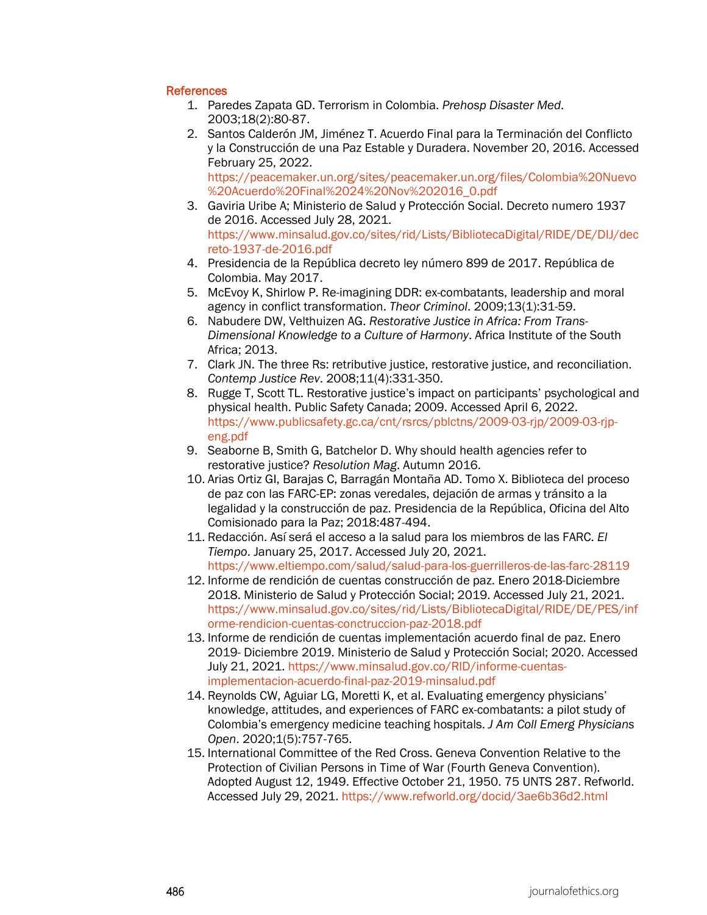## References

1. Paredes Zapata GD. Terrorism in Colombia. *Prehosp Disaster Med*. 2003;18(2):80-87.
2. Santos Calderón JM, Jiménez T. Acuerdo Final para la Terminación del Conflicto y la Construcción de una Paz Estable y Duradera. November 20, 2016. Accessed February 25, 2022. https://peacemaker.un.org/sites/peacemaker.un.org/files/Colombia%20Nuevo%20Acuerdo%20Final%2024%20Nov%202016_0.pdf
3. Gaviria Uribe A; Ministerio de Salud y Protección Social. Decreto numero 1937 de 2016. Accessed July 28, 2021. https://www.minsalud.gov.co/sites/rid/Lists/BibliotecaDigital/RIDE/DE/DIJ/decreto-1937-de-2016.pdf
4. Presidencia de la República decreto ley número 899 de 2017. República de Colombia. May 2017.
5. McEvoy K, Shirlow P. Re-imagining DDR: ex-combatants, leadership and moral agency in conflict transformation. *Theor Criminol*. 2009;13(1):31-59.
6. Nabudere DW, Velthuizen AG. *Restorative Justice in Africa: From Trans-Dimensional Knowledge to a Culture of Harmony*. Africa Institute of the South Africa; 2013.
7. Clark JN. The three Rs: retributive justice, restorative justice, and reconciliation. *Contemp Justice Rev*. 2008;11(4):331-350.
8. Rugge T, Scott TL. Restorative justice's impact on participants' psychological and physical health. Public Safety Canada; 2009. Accessed April 6, 2022. https://www.publicsafety.gc.ca/cnt/rsrcs/pblctns/2009-03-rjp/2009-03-rjp-eng.pdf
9. Seaborne B, Smith G, Batchelor D. Why should health agencies refer to restorative justice? *Resolution Mag*. Autumn 2016.
10. Arias Ortiz GI, Barajas C, Barragán Montaña AD. Tomo X. Biblioteca del proceso de paz con las FARC-EP: zonas veredales, dejación de armas y tránsito a la legalidad y la construcción de paz. Presidencia de la República, Oficina del Alto Comisionado para la Paz; 2018:487-494.
11. Redacción. Así será el acceso a la salud para los miembros de las FARC. *El Tiempo*. January 25, 2017. Accessed July 20, 2021. https://www.eltiempo.com/salud/salud-para-los-guerrilleros-de-las-farc-28119
12. Informe de rendición de cuentas construcción de paz. Enero 2018-Diciembre 2018. Ministerio de Salud y Protección Social; 2019. Accessed July 21, 2021. https://www.minsalud.gov.co/sites/rid/Lists/BibliotecaDigital/RIDE/DE/PES/informe-rendicion-cuentas-conctruccion-paz-2018.pdf
13. Informe de rendición de cuentas implementación acuerdo final de paz. Enero 2019- Diciembre 2019. Ministerio de Salud y Protección Social; 2020. Accessed July 21, 2021. https://www.minsalud.gov.co/RID/informe-cuentas-implementacion-acuerdo-final-paz-2019-minsalud.pdf
14. Reynolds CW, Aguiar LG, Moretti K, et al. Evaluating emergency physicians' knowledge, attitudes, and experiences of FARC ex-combatants: a pilot study of Colombia's emergency medicine teaching hospitals. *J Am Coll Emerg Physicians Open*. 2020;1(5):757-765.
15. International Committee of the Red Cross. Geneva Convention Relative to the Protection of Civilian Persons in Time of War (Fourth Geneva Convention). Adopted August 12, 1949. Effective October 21, 1950. 75 UNTS 287. Refworld. Accessed July 29, 2021. https://www.refworld.org/docid/3ae6b36d2.html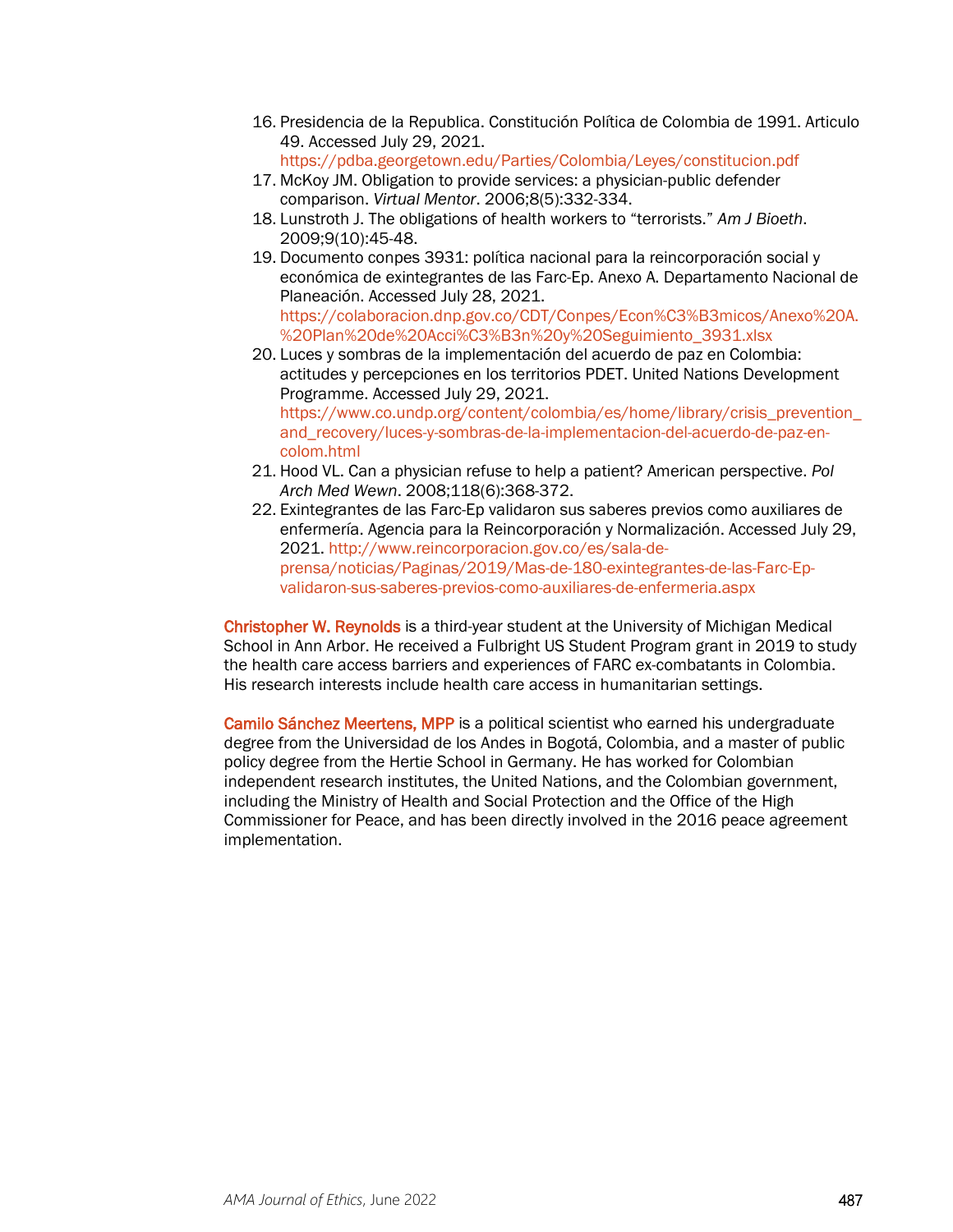16. Presidencia de la Republica. Constitución Política de Colombia de 1991. Articulo 49. Accessed July 29, 2021. https://pdba.georgetown.edu/Parties/Colombia/Leyes/constitucion.pdf
17. McKoy JM. Obligation to provide services: a physician-public defender comparison. *Virtual Mentor*. 2006;8(5):332-334.
18. Lunstroth J. The obligations of health workers to "terrorists." *Am J Bioeth*. 2009;9(10):45-48.
19. Documento conpes 3931: política nacional para la reincorporación social y económica de exintegrantes de las Farc-Ep. Anexo A. Departamento Nacional de Planeación. Accessed July 28, 2021. https://colaboracion.dnp.gov.co/CDT/Conpes/Econ%C3%B3micos/Anexo%20A.%20Plan%20de%20Acci%C3%B3n%20y%20Seguimiento_3931.xlsx
20. Luces y sombras de la implementación del acuerdo de paz en Colombia: actitudes y percepciones en los territorios PDET. United Nations Development Programme. Accessed July 29, 2021. https://www.co.undp.org/content/colombia/es/home/library/crisis_prevention_and_recovery/luces-y-sombras-de-la-implementacion-del-acuerdo-de-paz-en-colom.html
21. Hood VL. Can a physician refuse to help a patient? American perspective. *Pol Arch Med Wewn*. 2008;118(6):368-372.
22. Exintegrantes de las Farc-Ep validaron sus saberes previos como auxiliares de enfermería. Agencia para la Reincorporación y Normalización. Accessed July 29, 2021. http://www.reincorporacion.gov.co/es/sala-de-prensa/noticias/Paginas/2019/Mas-de-180-exintegrantes-de-las-Farc-Ep-validaron-sus-saberes-previos-como-auxiliares-de-enfermeria.aspx

**Christopher W. Reynolds** is a third-year student at the University of Michigan Medical School in Ann Arbor. He received a Fulbright US Student Program grant in 2019 to study the health care access barriers and experiences of FARC ex-combatants in Colombia. His research interests include health care access in humanitarian settings.

**Camilo Sánchez Meertens, MPP** is a political scientist who earned his undergraduate degree from the Universidad de los Andes in Bogotá, Colombia, and a master of public policy degree from the Hertie School in Germany. He has worked for Colombian independent research institutes, the United Nations, and the Colombian government, including the Ministry of Health and Social Protection and the Office of the High Commissioner for Peace, and has been directly involved in the 2016 peace agreement implementation.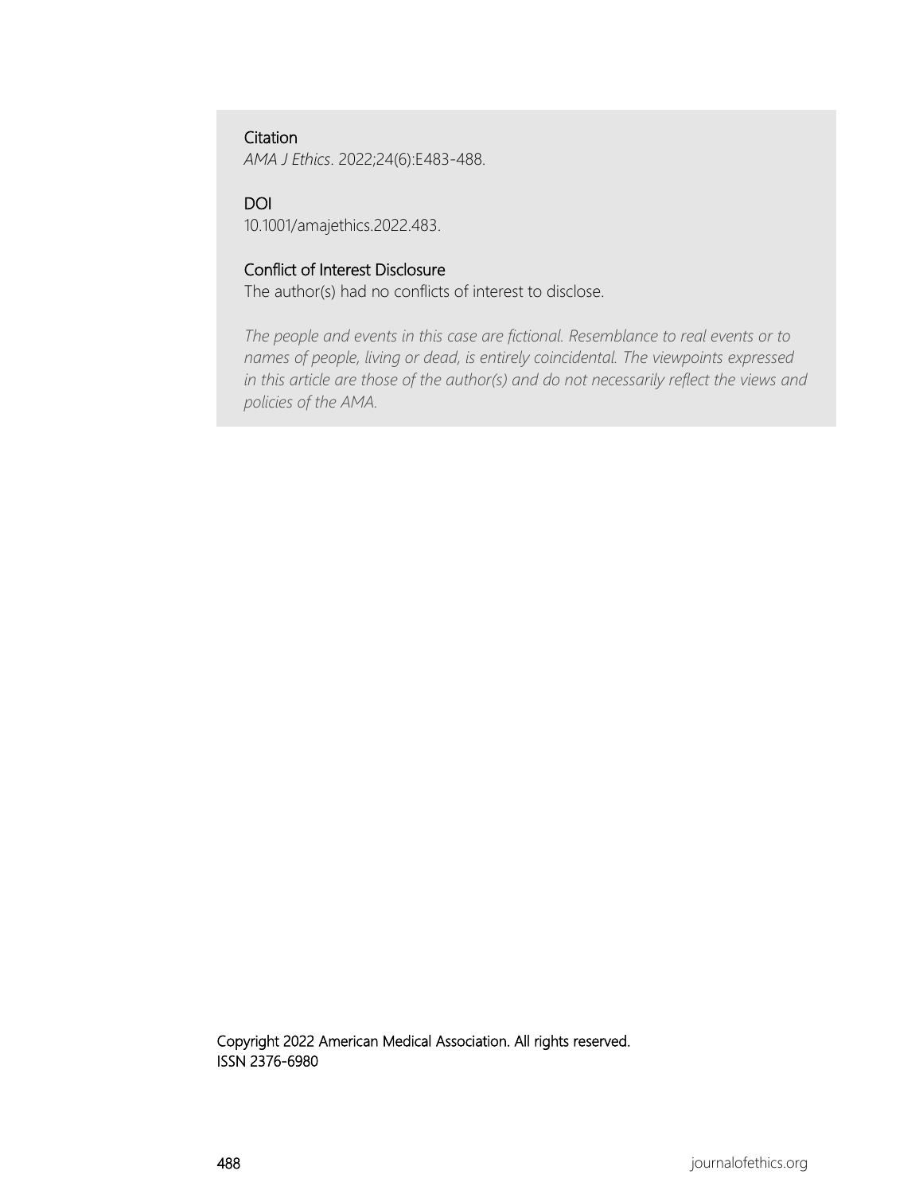**Citation**
*AMA J Ethics*. 2022;24(6):E483-488.

**DOI**
10.1001/amajethics.2022.483.

**Conflict of Interest Disclosure**
The author(s) had no conflicts of interest to disclose.

*The people and events in this case are fictional. Resemblance to real events or to names of people, living or dead, is entirely coincidental. The viewpoints expressed in this article are those of the author(s) and do not necessarily reflect the views and policies of the AMA.*

Copyright 2022 American Medical Association. All rights reserved.
ISSN 2376-6980